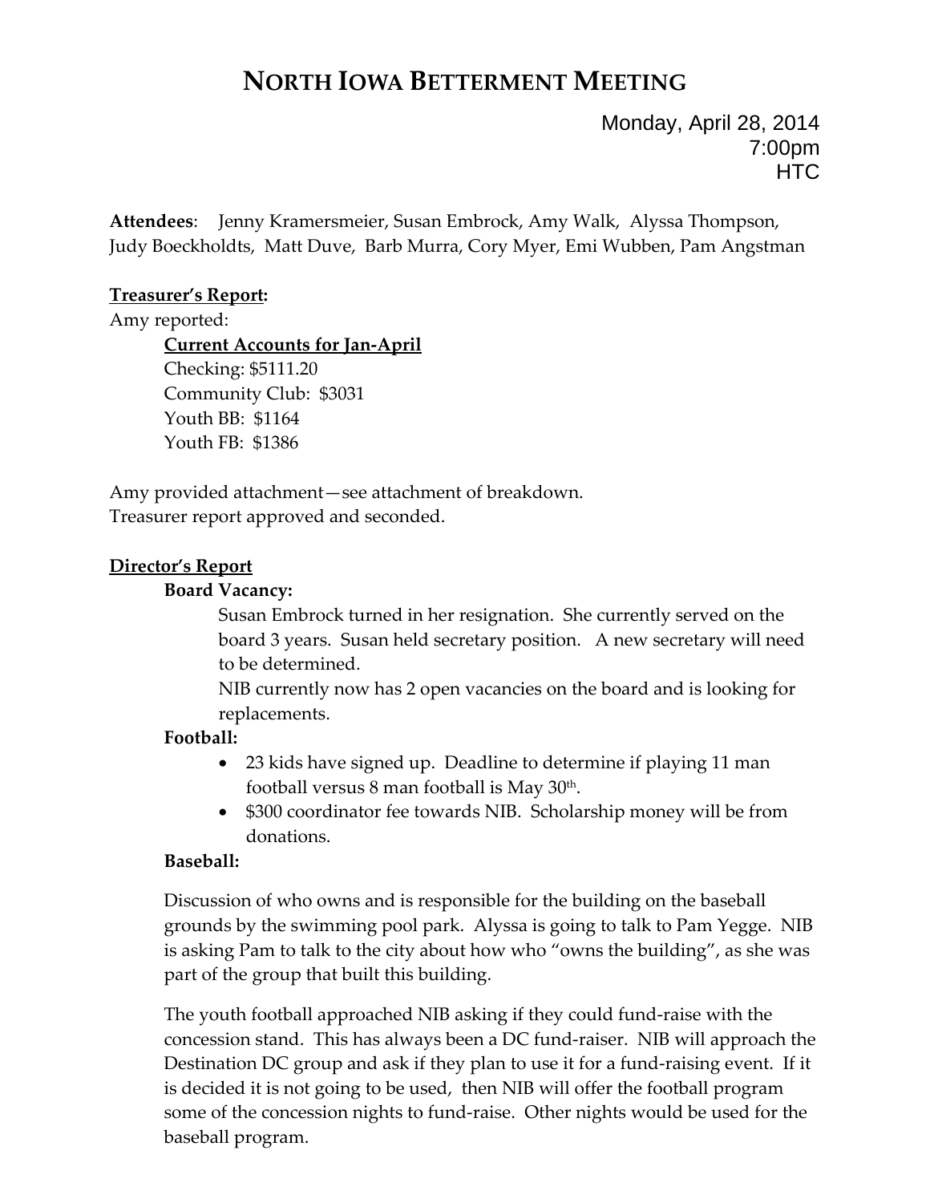# North Iowa Betterment Meeting

Monday, April 28, 2014
7:00pm
HTC

**Attendees**: Jenny Kramersmeier, Susan Embrock, Amy Walk, Alyssa Thompson, Judy Boeckholdts, Matt Duve, Barb Murra, Cory Myer, Emi Wubben, Pam Angstman

**Treasurer's Report:**

Amy reported:

**Current Accounts for Jan-April**
Checking: $5111.20
Community Club: $3031
Youth BB: $1164
Youth FB: $1386

Amy provided attachment—see attachment of breakdown.
Treasurer report approved and seconded.

**Director's Report**

**Board Vacancy:**

Susan Embrock turned in her resignation. She currently served on the board 3 years. Susan held secretary position. A new secretary will need to be determined.

NIB currently now has 2 open vacancies on the board and is looking for replacements.

**Football:**

- 23 kids have signed up. Deadline to determine if playing 11 man football versus 8 man football is May 30th.
- $300 coordinator fee towards NIB. Scholarship money will be from donations.

**Baseball:**

Discussion of who owns and is responsible for the building on the baseball grounds by the swimming pool park. Alyssa is going to talk to Pam Yegge. NIB is asking Pam to talk to the city about how who "owns the building", as she was part of the group that built this building.

The youth football approached NIB asking if they could fund-raise with the concession stand. This has always been a DC fund-raiser. NIB will approach the Destination DC group and ask if they plan to use it for a fund-raising event. If it is decided it is not going to be used, then NIB will offer the football program some of the concession nights to fund-raise. Other nights would be used for the baseball program.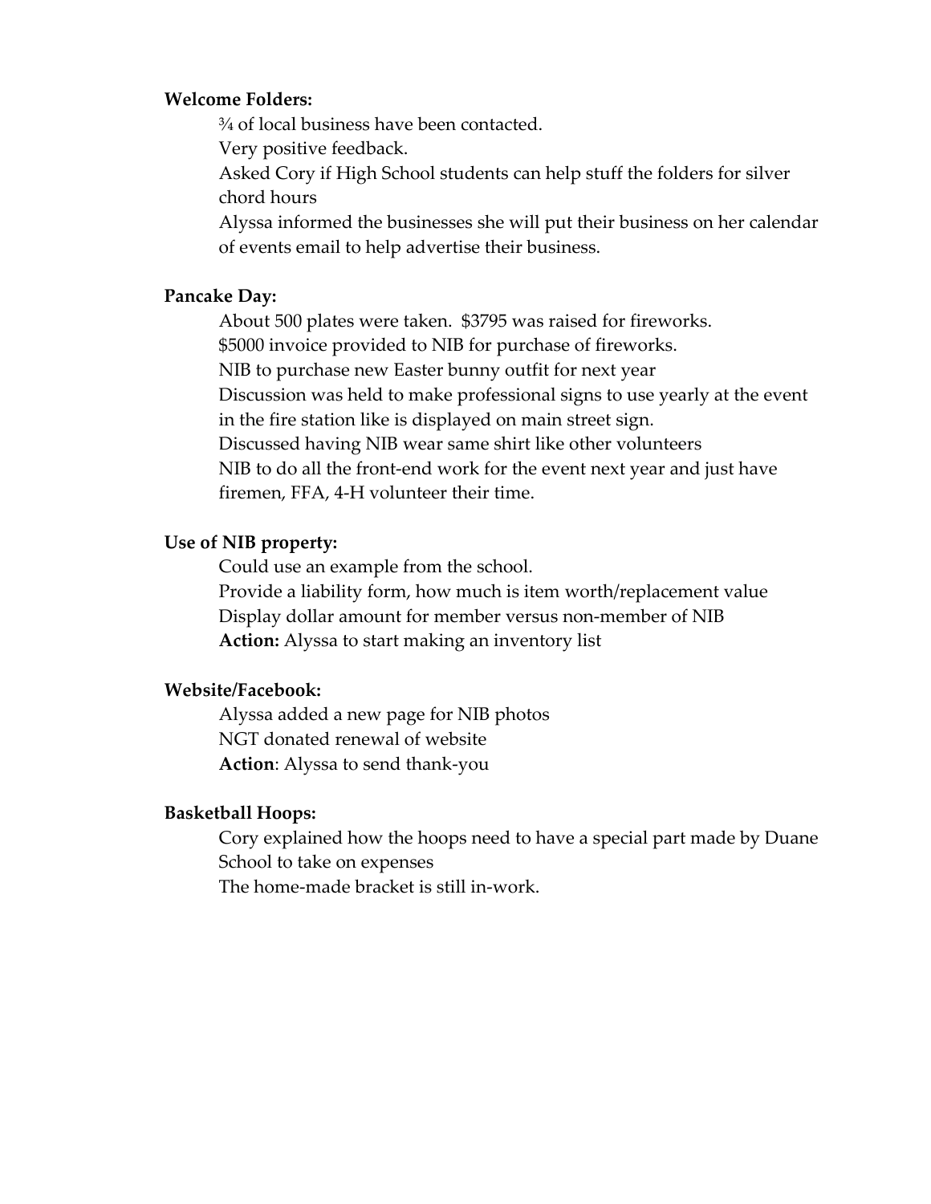**Welcome Folders:**

¾ of local business have been contacted.
Very positive feedback.
Asked Cory if High School students can help stuff the folders for silver chord hours
Alyssa informed the businesses she will put their business on her calendar of events email to help advertise their business.

**Pancake Day:**

About 500 plates were taken. $3795 was raised for fireworks.
$5000 invoice provided to NIB for purchase of fireworks.
NIB to purchase new Easter bunny outfit for next year
Discussion was held to make professional signs to use yearly at the event in the fire station like is displayed on main street sign.
Discussed having NIB wear same shirt like other volunteers
NIB to do all the front-end work for the event next year and just have firemen, FFA, 4-H volunteer their time.

**Use of NIB property:**

Could use an example from the school.
Provide a liability form, how much is item worth/replacement value
Display dollar amount for member versus non-member of NIB
**Action:** Alyssa to start making an inventory list

**Website/Facebook:**

Alyssa added a new page for NIB photos
NGT donated renewal of website
**Action**: Alyssa to send thank-you

**Basketball Hoops:**

Cory explained how the hoops need to have a special part made by Duane
School to take on expenses
The home-made bracket is still in-work.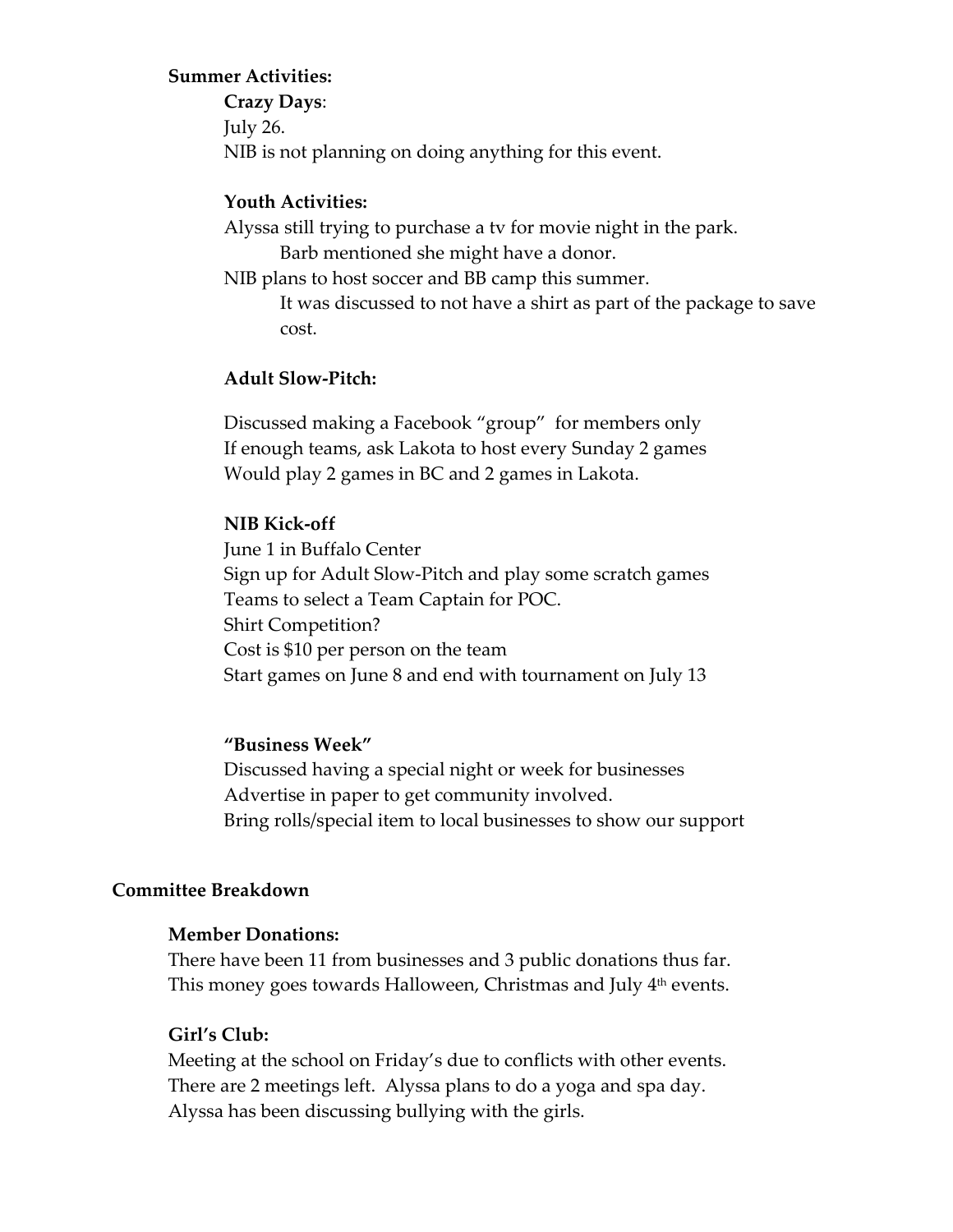**Summer Activities:**

**Crazy Days**:

July 26.

NIB is not planning on doing anything for this event.

**Youth Activities:**

Alyssa still trying to purchase a tv for movie night in the park.

Barb mentioned she might have a donor.

NIB plans to host soccer and BB camp this summer.

It was discussed to not have a shirt as part of the package to save cost.

**Adult Slow-Pitch:**

Discussed making a Facebook "group" for members only

If enough teams, ask Lakota to host every Sunday 2 games

Would play 2 games in BC and 2 games in Lakota.

**NIB Kick-off**

June 1 in Buffalo Center

Sign up for Adult Slow-Pitch and play some scratch games

Teams to select a Team Captain for POC.

Shirt Competition?

Cost is $10 per person on the team

Start games on June 8 and end with tournament on July 13

**"Business Week"**

Discussed having a special night or week for businesses

Advertise in paper to get community involved.

Bring rolls/special item to local businesses to show our support

**Committee Breakdown**

**Member Donations:**

There have been 11 from businesses and 3 public donations thus far.

This money goes towards Halloween, Christmas and July 4th events.

**Girl's Club:**

Meeting at the school on Friday's due to conflicts with other events.

There are 2 meetings left. Alyssa plans to do a yoga and spa day.

Alyssa has been discussing bullying with the girls.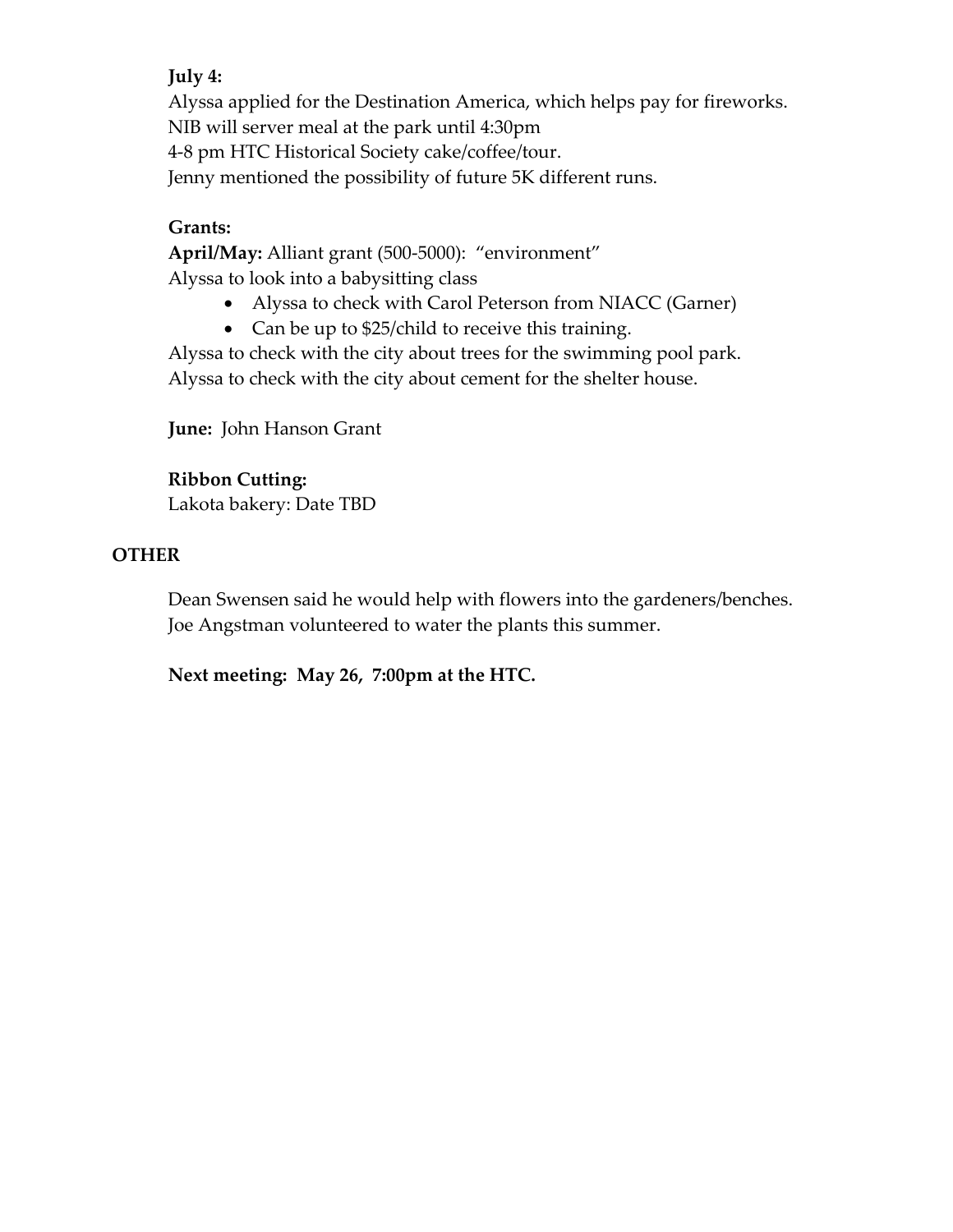**July 4:**
Alyssa applied for the Destination America, which helps pay for fireworks.
NIB will server meal at the park until 4:30pm
4-8 pm HTC Historical Society cake/coffee/tour.
Jenny mentioned the possibility of future 5K different runs.

**Grants:**
**April/May:** Alliant grant (500-5000): "environment"
Alyssa to look into a babysitting class

- Alyssa to check with Carol Peterson from NIACC (Garner)
- Can be up to $25/child to receive this training.

Alyssa to check with the city about trees for the swimming pool park.
Alyssa to check with the city about cement for the shelter house.

**June:** John Hanson Grant

**Ribbon Cutting:**
Lakota bakery: Date TBD

**OTHER**

Dean Swensen said he would help with flowers into the gardeners/benches.
Joe Angstman volunteered to water the plants this summer.

**Next meeting: May 26, 7:00pm at the HTC.**